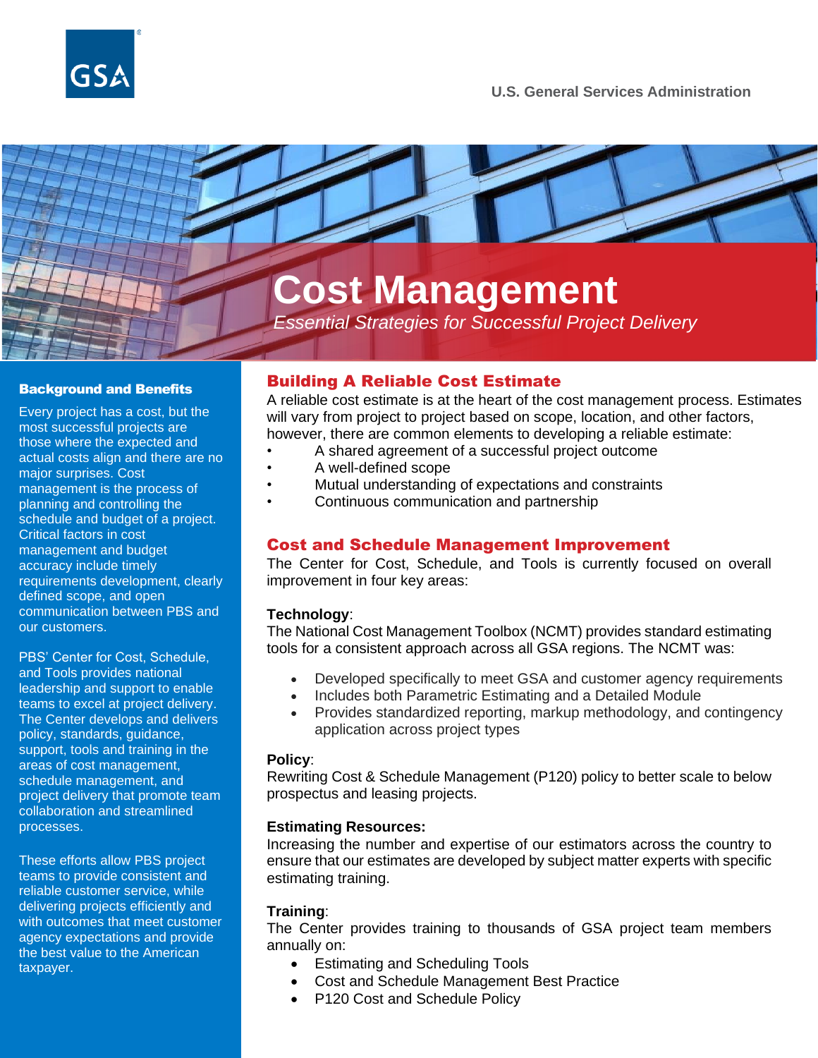U.S. General Services Administration

# Cost Management

*Essential Strategies for Successful Project Delivery*

## Background and Benefits

Every project has a cost, but the most successful projects are those where the expected and actual costs align and there are no major surprises. Cost management is the process of planning and controlling the schedule and budget of a project. Critical factors in cost management and budget accuracy include timely requirements development, clearly defined scope, and open communication between PBS and our customers.

PBS' Center for Cost, Schedule, and Tools provides national leadership and support to enable teams to excel at project delivery. The Center develops and delivers policy, standards, guidance, support, tools and training in the areas of cost management, schedule management, and project delivery that promote team collaboration and streamlined processes.

These efforts allow PBS project teams to provide consistent and reliable customer service, while delivering projects efficiently and with outcomes that meet customer agency expectations and provide the best value to the American taxpayer.

## Building A Reliable Cost Estimate

A reliable cost estimate is at the heart of the cost management process. Estimates will vary from project to project based on scope, location, and other factors, however, there are common elements to developing a reliable estimate:

- A shared agreement of a successful project outcome
- A well-defined scope
- Mutual understanding of expectations and constraints
- Continuous communication and partnership

## Cost and Schedule Management Improvement

The Center for Cost, Schedule, and Tools is currently focused on overall improvement in four key areas:

**Technology**:
The National Cost Management Toolbox (NCMT) provides standard estimating tools for a consistent approach across all GSA regions. The NCMT was:

- Developed specifically to meet GSA and customer agency requirements
- Includes both Parametric Estimating and a Detailed Module
- Provides standardized reporting, markup methodology, and contingency application across project types

**Policy**:
Rewriting Cost & Schedule Management (P120) policy to better scale to below prospectus and leasing projects.

**Estimating Resources:**
Increasing the number and expertise of our estimators across the country to ensure that our estimates are developed by subject matter experts with specific estimating training.

**Training**:
The Center provides training to thousands of GSA project team members annually on:

- Estimating and Scheduling Tools
- Cost and Schedule Management Best Practice
- P120 Cost and Schedule Policy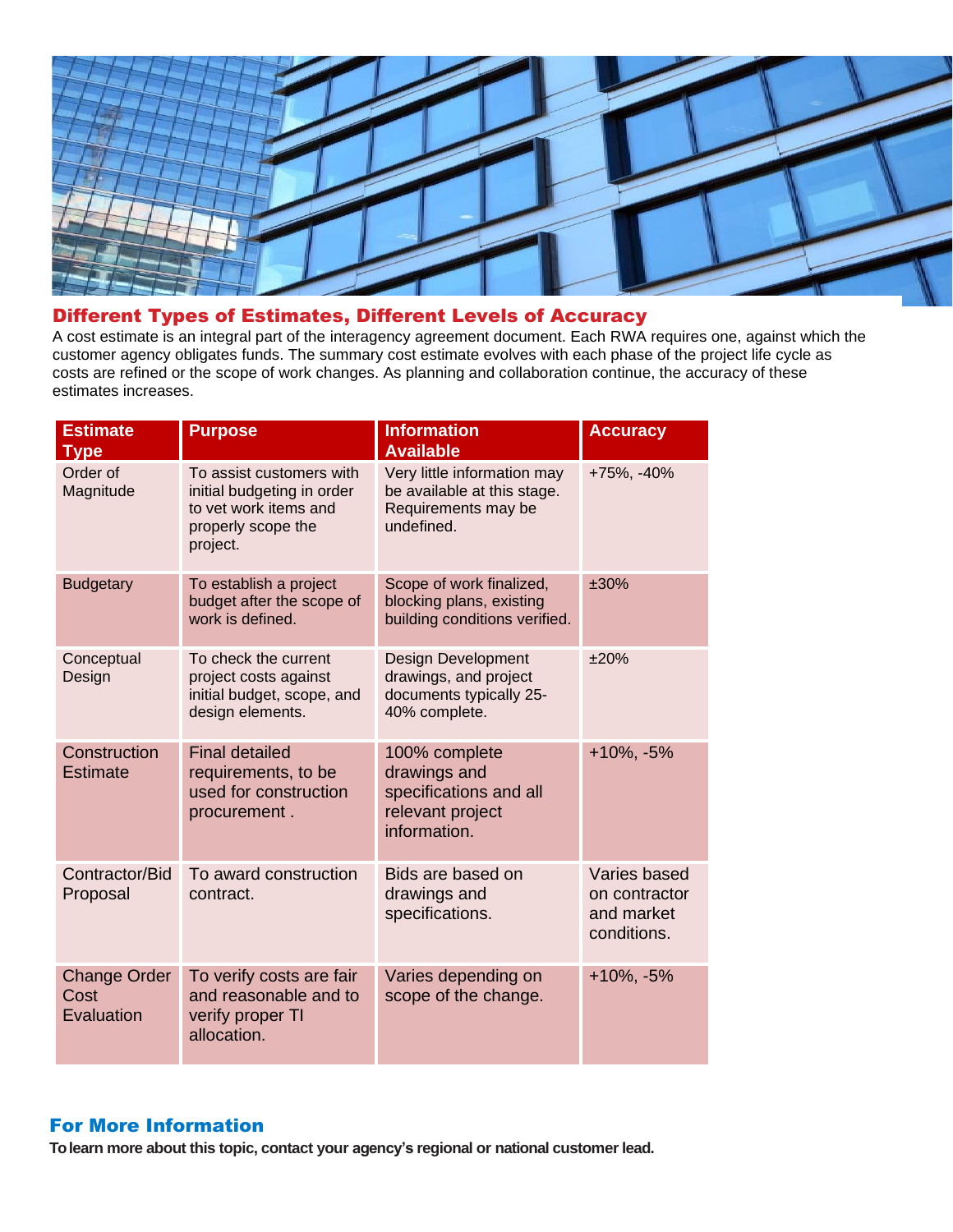## Different Types of Estimates, Different Levels of Accuracy

A cost estimate is an integral part of the interagency agreement document. Each RWA requires one, against which the customer agency obligates funds. The summary cost estimate evolves with each phase of the project life cycle as costs are refined or the scope of work changes. As planning and collaboration continue, the accuracy of these estimates increases.

| Estimate Type | Purpose | Information Available | Accuracy |
|---|---|---|---|
| Order of Magnitude | To assist customers with initial budgeting in order to vet work items and properly scope the project. | Very little information may be available at this stage. Requirements may be undefined. | +75%, -40% |
| Budgetary | To establish a project budget after the scope of work is defined. | Scope of work finalized, blocking plans, existing building conditions verified. | ±30% |
| Conceptual Design | To check the current project costs against initial budget, scope, and design elements. | Design Development drawings, and project documents typically 25-40% complete. | ±20% |
| Construction Estimate | Final detailed requirements, to be used for construction procurement . | 100% complete drawings and specifications and all relevant project information. | +10%, -5% |
| Contractor/Bid Proposal | To award construction contract. | Bids are based on drawings and specifications. | Varies based on contractor and market conditions. |
| Change Order Cost Evaluation | To verify costs are fair and reasonable and to verify proper TI allocation. | Varies depending on scope of the change. | +10%, -5% |

## For More Information

**To learn more about this topic, contact your agency's regional or national customer lead.**